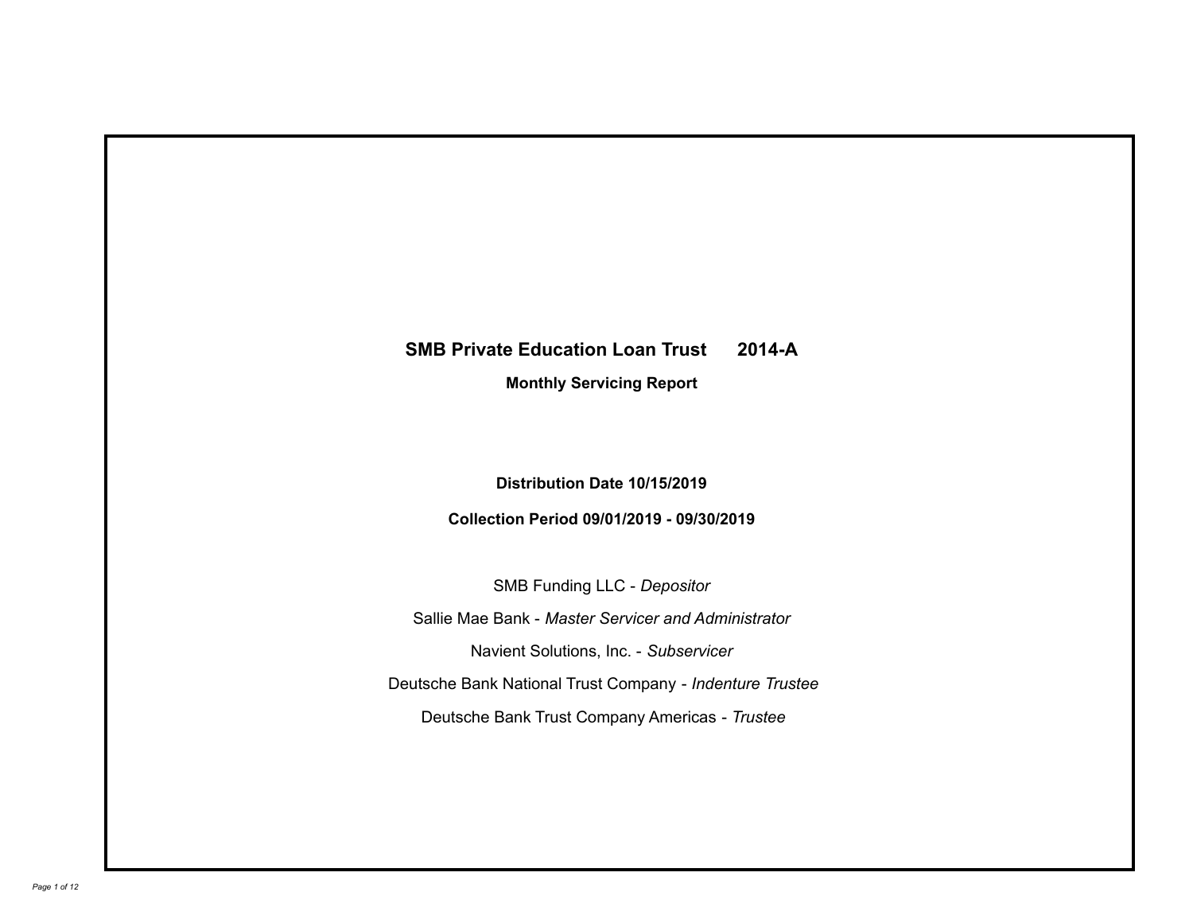# SMB Private Education Loan Trust 2014-A

## Monthly Servicing Report

**Distribution Date 10/15/2019**

**Collection Period 09/01/2019 - 09/30/2019**

SMB Funding LLC - *Depositor*

Sallie Mae Bank - *Master Servicer and Administrator*

Navient Solutions, Inc. - *Subservicer*

Deutsche Bank National Trust Company - *Indenture Trustee*

Deutsche Bank Trust Company Americas - *Trustee*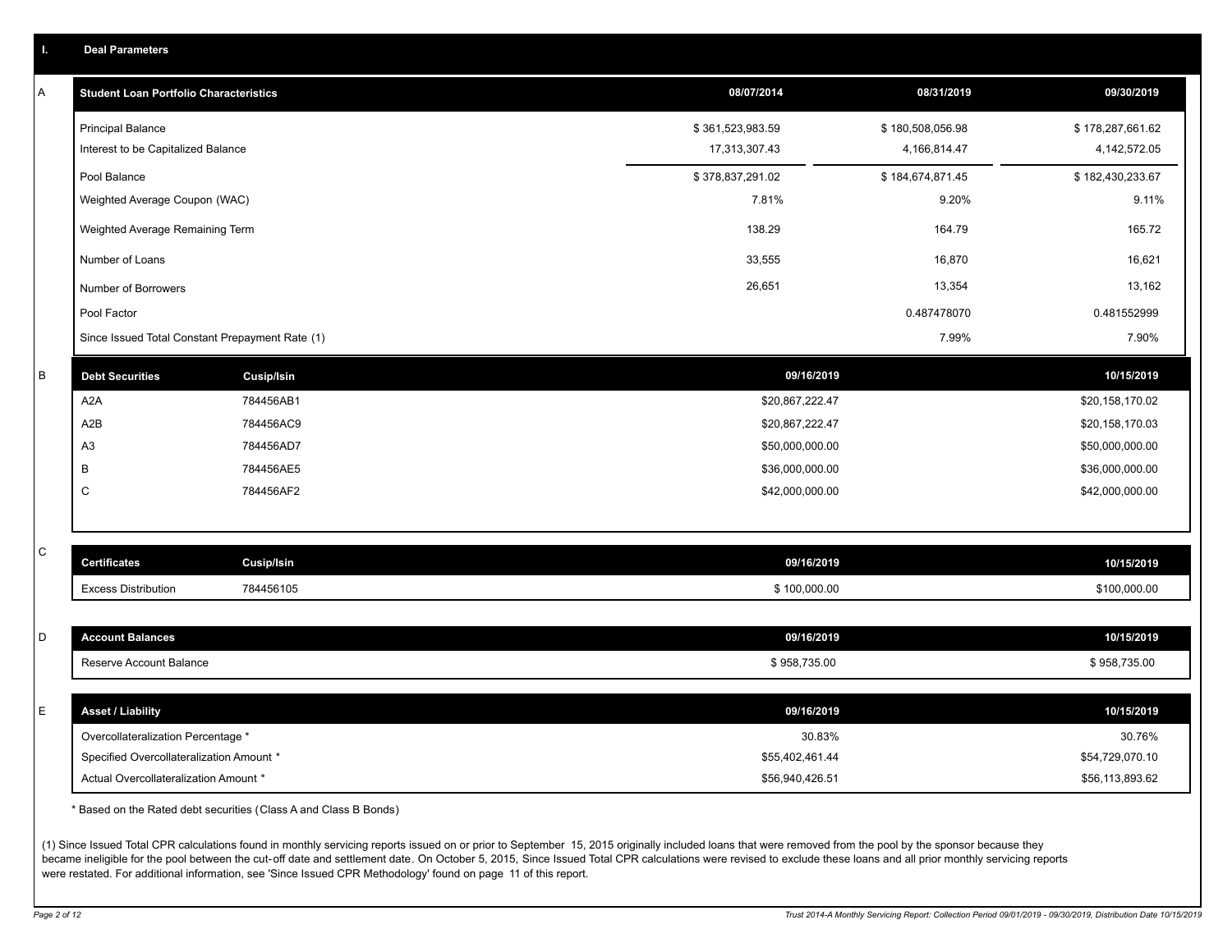## I. Deal Parameters

### A

| Student Loan Portfolio Characteristics | 08/07/2014 | 08/31/2019 | 09/30/2019 |
| --- | --- | --- | --- |
| Principal Balance | $ 361,523,983.59 | $ 180,508,056.98 | $ 178,287,661.62 |
| Interest to be Capitalized Balance | 17,313,307.43 | 4,166,814.47 | 4,142,572.05 |
| Pool Balance | $ 378,837,291.02 | $ 184,674,871.45 | $ 182,430,233.67 |
| Weighted Average Coupon (WAC) | 7.81% | 9.20% | 9.11% |
| Weighted Average Remaining Term | 138.29 | 164.79 | 165.72 |
| Number of Loans | 33,555 | 16,870 | 16,621 |
| Number of Borrowers | 26,651 | 13,354 | 13,162 |
| Pool Factor | | 0.487478070 | 0.481552999 |
| Since Issued Total Constant Prepayment Rate (1) | | 7.99% | 7.90% |

### B

| Debt Securities | Cusip/Isin | 09/16/2019 | 10/15/2019 |
| --- | --- | --- | --- |
| A2A | 784456AB1 | $20,867,222.47 | $20,158,170.02 |
| A2B | 784456AC9 | $20,867,222.47 | $20,158,170.03 |
| A3 | 784456AD7 | $50,000,000.00 | $50,000,000.00 |
| B | 784456AE5 | $36,000,000.00 | $36,000,000.00 |
| C | 784456AF2 | $42,000,000.00 | $42,000,000.00 |

### C

| Certificates | Cusip/Isin | 09/16/2019 | 10/15/2019 |
| --- | --- | --- | --- |
| Excess Distribution | 784456105 | $ 100,000.00 | $100,000.00 |

### D

| Account Balances | 09/16/2019 | 10/15/2019 |
| --- | --- | --- |
| Reserve Account Balance | $ 958,735.00 | $ 958,735.00 |

### E

| Asset / Liability | 09/16/2019 | 10/15/2019 |
| --- | --- | --- |
| Overcollateralization Percentage * | 30.83% | 30.76% |
| Specified Overcollateralization Amount * | $55,402,461.44 | $54,729,070.10 |
| Actual Overcollateralization Amount * | $56,940,426.51 | $56,113,893.62 |

* Based on the Rated debt securities (Class A and Class B Bonds)

(1) Since Issued Total CPR calculations found in monthly servicing reports issued on or prior to September 15, 2015 originally included loans that were removed from the pool by the sponsor because they became ineligible for the pool between the cut-off date and settlement date. On October 5, 2015, Since Issued Total CPR calculations were revised to exclude these loans and all prior monthly servicing reports were restated. For additional information, see 'Since Issued CPR Methodology' found on page 11 of this report.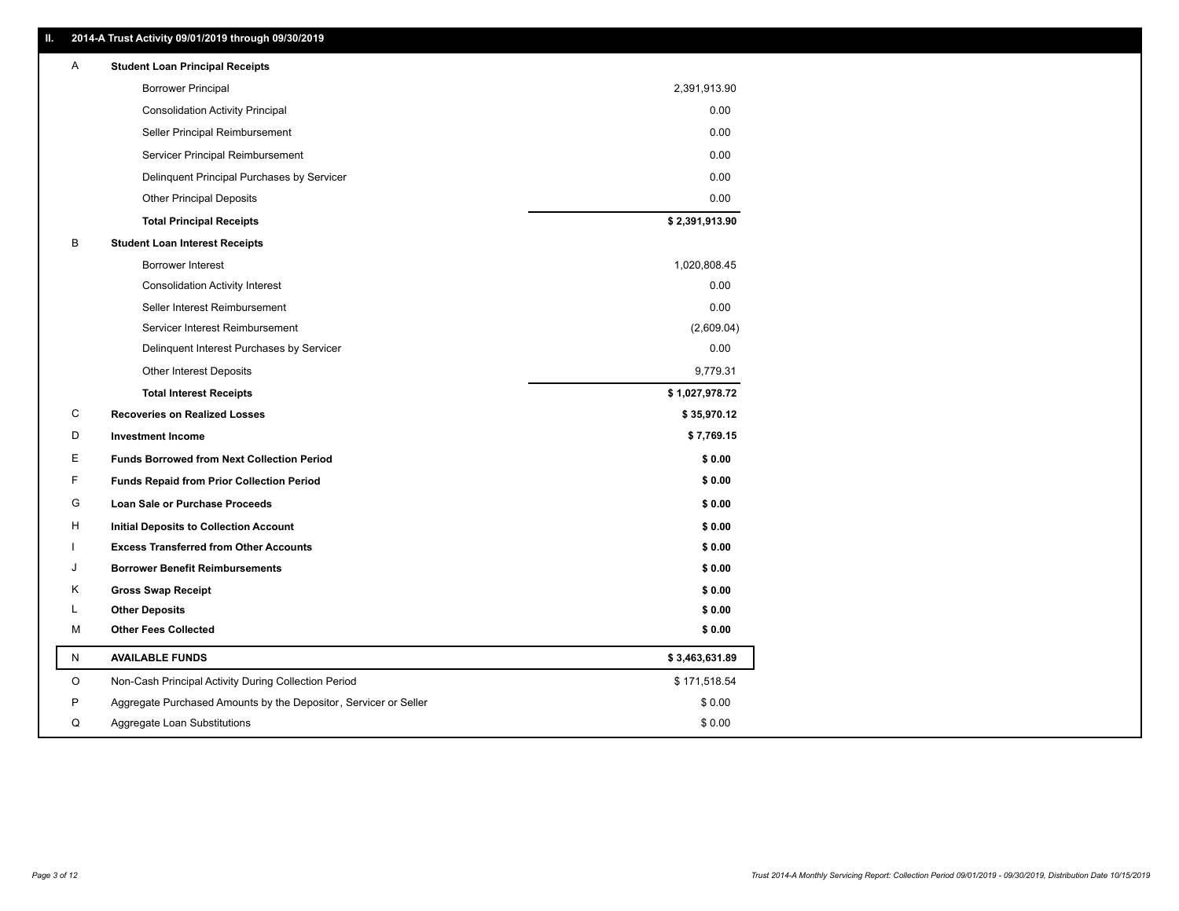## II. 2014-A Trust Activity 09/01/2019 through 09/30/2019

| | | |
|---|---|---|
| A | **Student Loan Principal Receipts** | |
| | Borrower Principal | 2,391,913.90 |
| | Consolidation Activity Principal | 0.00 |
| | Seller Principal Reimbursement | 0.00 |
| | Servicer Principal Reimbursement | 0.00 |
| | Delinquent Principal Purchases by Servicer | 0.00 |
| | Other Principal Deposits | 0.00 |
| | **Total Principal Receipts** | **$ 2,391,913.90** |
| B | **Student Loan Interest Receipts** | |
| | Borrower Interest | 1,020,808.45 |
| | Consolidation Activity Interest | 0.00 |
| | Seller Interest Reimbursement | 0.00 |
| | Servicer Interest Reimbursement | (2,609.04) |
| | Delinquent Interest Purchases by Servicer | 0.00 |
| | Other Interest Deposits | 9,779.31 |
| | **Total Interest Receipts** | **$ 1,027,978.72** |
| C | **Recoveries on Realized Losses** | **$ 35,970.12** |
| D | **Investment Income** | **$ 7,769.15** |
| E | **Funds Borrowed from Next Collection Period** | **$ 0.00** |
| F | **Funds Repaid from Prior Collection Period** | **$ 0.00** |
| G | **Loan Sale or Purchase Proceeds** | **$ 0.00** |
| H | **Initial Deposits to Collection Account** | **$ 0.00** |
| I | **Excess Transferred from Other Accounts** | **$ 0.00** |
| J | **Borrower Benefit Reimbursements** | **$ 0.00** |
| K | **Gross Swap Receipt** | **$ 0.00** |
| L | **Other Deposits** | **$ 0.00** |
| M | **Other Fees Collected** | **$ 0.00** |
| N | **AVAILABLE FUNDS** | **$ 3,463,631.89** |
| O | Non-Cash Principal Activity During Collection Period | $ 171,518.54 |
| P | Aggregate Purchased Amounts by the Depositor, Servicer or Seller | $ 0.00 |
| Q | Aggregate Loan Substitutions | $ 0.00 |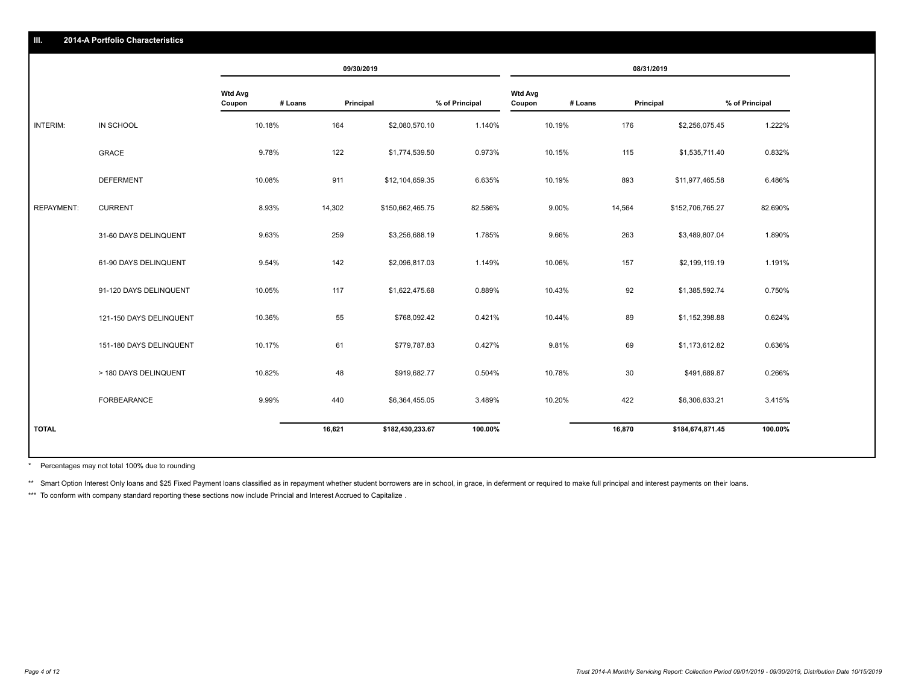## III. 2014-A Portfolio Characteristics

| | | 09/30/2019 | | | | 08/31/2019 | | | |
|---|---|---|---|---|---|---|---|---|---|
| | | Wtd Avg Coupon | # Loans | Principal | % of Principal | Wtd Avg Coupon | # Loans | Principal | % of Principal |
| INTERIM: | IN SCHOOL | 10.18% | 164 | $2,080,570.10 | 1.140% | 10.19% | 176 | $2,256,075.45 | 1.222% |
| | GRACE | 9.78% | 122 | $1,774,539.50 | 0.973% | 10.15% | 115 | $1,535,711.40 | 0.832% |
| | DEFERMENT | 10.08% | 911 | $12,104,659.35 | 6.635% | 10.19% | 893 | $11,977,465.58 | 6.486% |
| REPAYMENT: | CURRENT | 8.93% | 14,302 | $150,662,465.75 | 82.586% | 9.00% | 14,564 | $152,706,765.27 | 82.690% |
| | 31-60 DAYS DELINQUENT | 9.63% | 259 | $3,256,688.19 | 1.785% | 9.66% | 263 | $3,489,807.04 | 1.890% |
| | 61-90 DAYS DELINQUENT | 9.54% | 142 | $2,096,817.03 | 1.149% | 10.06% | 157 | $2,199,119.19 | 1.191% |
| | 91-120 DAYS DELINQUENT | 10.05% | 117 | $1,622,475.68 | 0.889% | 10.43% | 92 | $1,385,592.74 | 0.750% |
| | 121-150 DAYS DELINQUENT | 10.36% | 55 | $768,092.42 | 0.421% | 10.44% | 89 | $1,152,398.88 | 0.624% |
| | 151-180 DAYS DELINQUENT | 10.17% | 61 | $779,787.83 | 0.427% | 9.81% | 69 | $1,173,612.82 | 0.636% |
| | > 180 DAYS DELINQUENT | 10.82% | 48 | $919,682.77 | 0.504% | 10.78% | 30 | $491,689.87 | 0.266% |
| | FORBEARANCE | 9.99% | 440 | $6,364,455.05 | 3.489% | 10.20% | 422 | $6,306,633.21 | 3.415% |
| **TOTAL** | | | **16,621** | **$182,430,233.67** | **100.00%** | | **16,870** | **$184,674,871.45** | **100.00%** |

\* Percentages may not total 100% due to rounding

\** Smart Option Interest Only loans and $25 Fixed Payment loans classified as in repayment whether student borrowers are in school, in grace, in deferment or required to make full principal and interest payments on their loans.

\*** To conform with company standard reporting these sections now include Princial and Interest Accrued to Capitalize .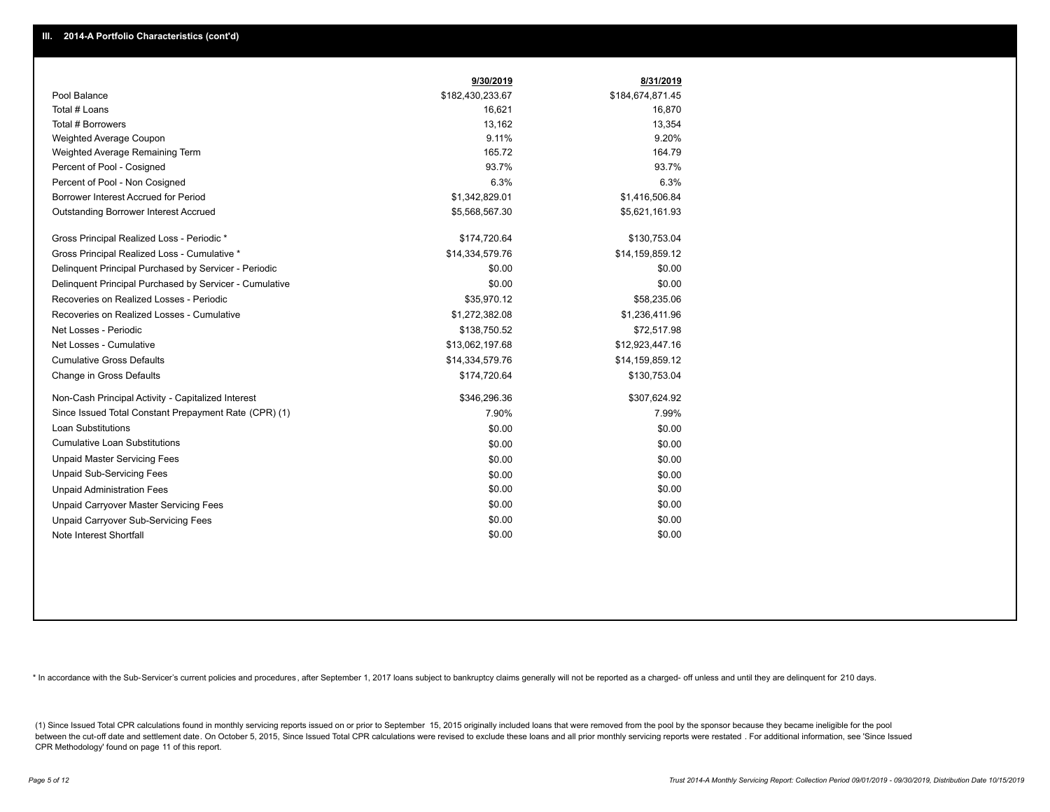## III. 2014-A Portfolio Characteristics (cont'd)

| | 9/30/2019 | 8/31/2019 |
|---|---|---|
| Pool Balance | $182,430,233.67 | $184,674,871.45 |
| Total # Loans | 16,621 | 16,870 |
| Total # Borrowers | 13,162 | 13,354 |
| Weighted Average Coupon | 9.11% | 9.20% |
| Weighted Average Remaining Term | 165.72 | 164.79 |
| Percent of Pool - Cosigned | 93.7% | 93.7% |
| Percent of Pool - Non Cosigned | 6.3% | 6.3% |
| Borrower Interest Accrued for Period | $1,342,829.01 | $1,416,506.84 |
| Outstanding Borrower Interest Accrued | $5,568,567.30 | $5,621,161.93 |
| Gross Principal Realized Loss - Periodic * | $174,720.64 | $130,753.04 |
| Gross Principal Realized Loss - Cumulative * | $14,334,579.76 | $14,159,859.12 |
| Delinquent Principal Purchased by Servicer - Periodic | $0.00 | $0.00 |
| Delinquent Principal Purchased by Servicer - Cumulative | $0.00 | $0.00 |
| Recoveries on Realized Losses - Periodic | $35,970.12 | $58,235.06 |
| Recoveries on Realized Losses - Cumulative | $1,272,382.08 | $1,236,411.96 |
| Net Losses - Periodic | $138,750.52 | $72,517.98 |
| Net Losses - Cumulative | $13,062,197.68 | $12,923,447.16 |
| Cumulative Gross Defaults | $14,334,579.76 | $14,159,859.12 |
| Change in Gross Defaults | $174,720.64 | $130,753.04 |
| Non-Cash Principal Activity - Capitalized Interest | $346,296.36 | $307,624.92 |
| Since Issued Total Constant Prepayment Rate (CPR) (1) | 7.90% | 7.99% |
| Loan Substitutions | $0.00 | $0.00 |
| Cumulative Loan Substitutions | $0.00 | $0.00 |
| Unpaid Master Servicing Fees | $0.00 | $0.00 |
| Unpaid Sub-Servicing Fees | $0.00 | $0.00 |
| Unpaid Administration Fees | $0.00 | $0.00 |
| Unpaid Carryover Master Servicing Fees | $0.00 | $0.00 |
| Unpaid Carryover Sub-Servicing Fees | $0.00 | $0.00 |
| Note Interest Shortfall | $0.00 | $0.00 |

* In accordance with the Sub-Servicer's current policies and procedures, after September 1, 2017 loans subject to bankruptcy claims generally will not be reported as a charged- off unless and until they are delinquent for 210 days.

(1) Since Issued Total CPR calculations found in monthly servicing reports issued on or prior to September 15, 2015 originally included loans that were removed from the pool by the sponsor because they became ineligible for the pool between the cut-off date and settlement date. On October 5, 2015, Since Issued Total CPR calculations were revised to exclude these loans and all prior monthly servicing reports were restated . For additional information, see 'Since Issued CPR Methodology' found on page 11 of this report.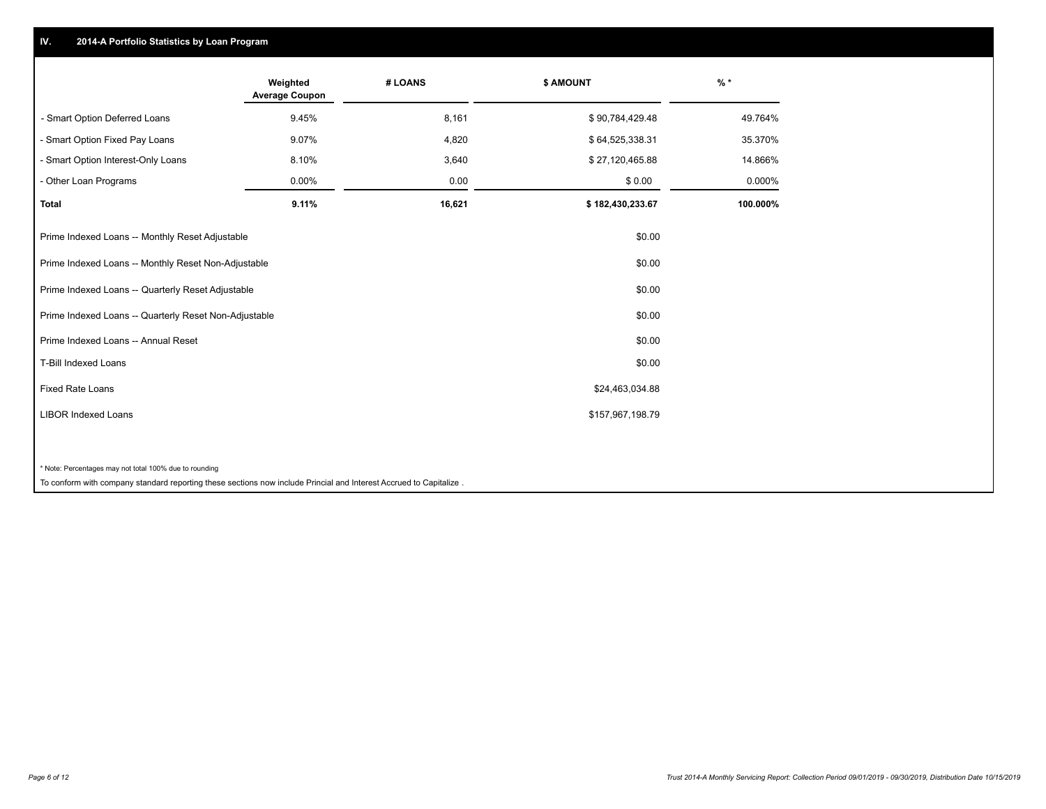## IV. 2014-A Portfolio Statistics by Loan Program

| | Weighted Average Coupon | # LOANS | $ AMOUNT | % * |
|---|---|---|---|---|
| - Smart Option Deferred Loans | 9.45% | 8,161 | $ 90,784,429.48 | 49.764% |
| - Smart Option Fixed Pay Loans | 9.07% | 4,820 | $ 64,525,338.31 | 35.370% |
| - Smart Option Interest-Only Loans | 8.10% | 3,640 | $ 27,120,465.88 | 14.866% |
| - Other Loan Programs | 0.00% | 0.00 | $ 0.00 | 0.000% |
| **Total** | **9.11%** | **16,621** | **$ 182,430,233.67** | **100.000%** |

| | |
|---|---|
| Prime Indexed Loans -- Monthly Reset Adjustable | $0.00 |
| Prime Indexed Loans -- Monthly Reset Non-Adjustable | $0.00 |
| Prime Indexed Loans -- Quarterly Reset Adjustable | $0.00 |
| Prime Indexed Loans -- Quarterly Reset Non-Adjustable | $0.00 |
| Prime Indexed Loans -- Annual Reset | $0.00 |
| T-Bill Indexed Loans | $0.00 |
| Fixed Rate Loans | $24,463,034.88 |
| LIBOR Indexed Loans | $157,967,198.79 |

* Note: Percentages may not total 100% due to rounding

To conform with company standard reporting these sections now include Princial and Interest Accrued to Capitalize .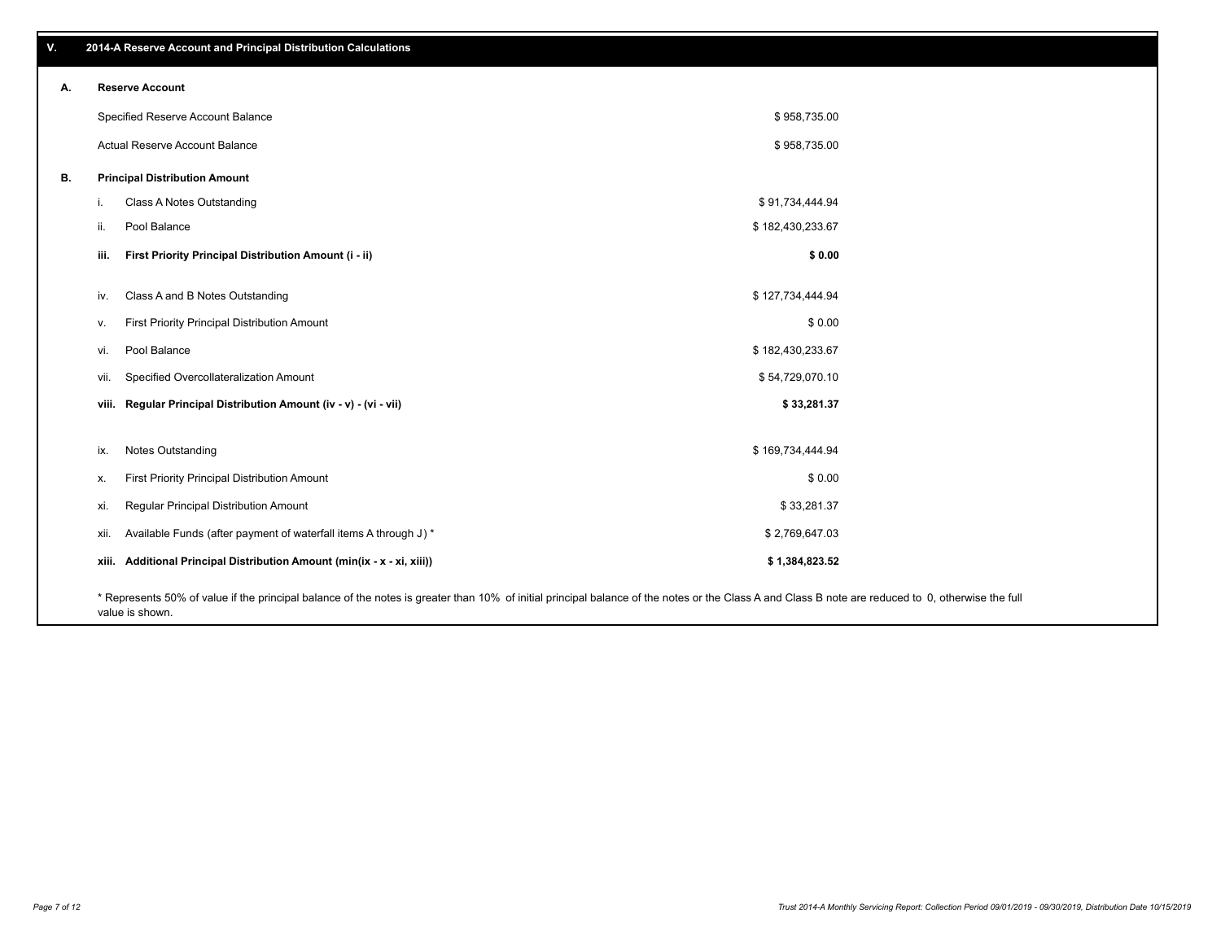## V. 2014-A Reserve Account and Principal Distribution Calculations

### A. Reserve Account

| | |
|---|---|
| Specified Reserve Account Balance | $ 958,735.00 |
| Actual Reserve Account Balance | $ 958,735.00 |

### B. Principal Distribution Amount

| | | |
|---|---|---|
| i. | Class A Notes Outstanding | $ 91,734,444.94 |
| ii. | Pool Balance | $ 182,430,233.67 |
| **iii.** | **First Priority Principal Distribution Amount (i - ii)** | **$ 0.00** |
| iv. | Class A and B Notes Outstanding | $ 127,734,444.94 |
| v. | First Priority Principal Distribution Amount | $ 0.00 |
| vi. | Pool Balance | $ 182,430,233.67 |
| vii. | Specified Overcollateralization Amount | $ 54,729,070.10 |
| **viii.** | **Regular Principal Distribution Amount (iv - v) - (vi - vii)** | **$ 33,281.37** |
| ix. | Notes Outstanding | $ 169,734,444.94 |
| x. | First Priority Principal Distribution Amount | $ 0.00 |
| xi. | Regular Principal Distribution Amount | $ 33,281.37 |
| xii. | Available Funds (after payment of waterfall items A through J) * | $ 2,769,647.03 |
| **xiii.** | **Additional Principal Distribution Amount (min(ix - x - xi, xiii))** | **$ 1,384,823.52** |

\* Represents 50% of value if the principal balance of the notes is greater than 10% of initial principal balance of the notes or the Class A and Class B note are reduced to 0, otherwise the full value is shown.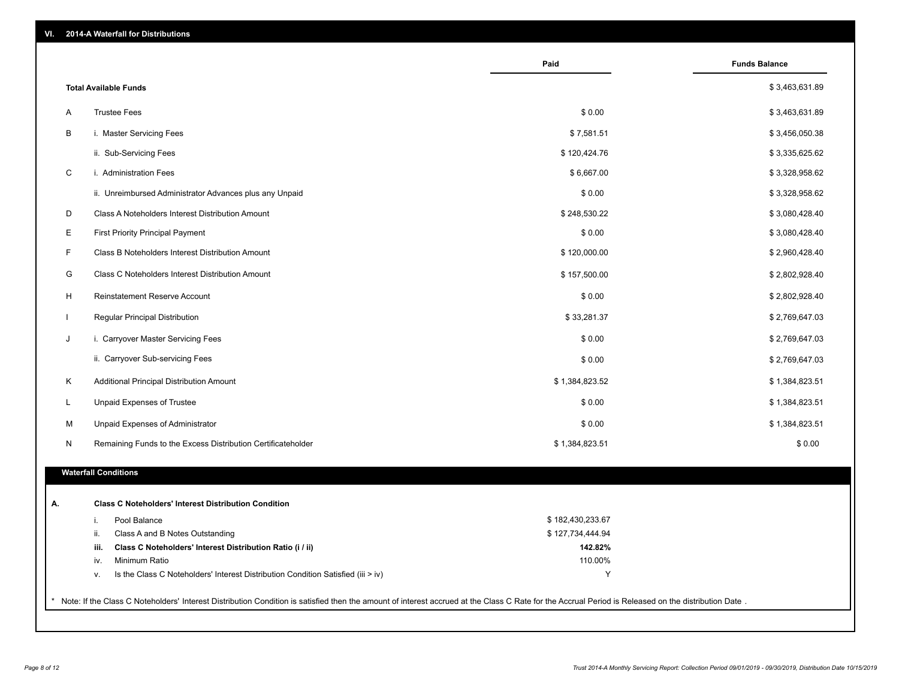## VI. 2014-A Waterfall for Distributions

| | | Paid | Funds Balance |
|---|---|---|---|
| | **Total Available Funds** | | $ 3,463,631.89 |
| A | Trustee Fees | $ 0.00 | $ 3,463,631.89 |
| B | i. Master Servicing Fees | $ 7,581.51 | $ 3,456,050.38 |
| | ii. Sub-Servicing Fees | $ 120,424.76 | $ 3,335,625.62 |
| C | i. Administration Fees | $ 6,667.00 | $ 3,328,958.62 |
| | ii. Unreimbursed Administrator Advances plus any Unpaid | $ 0.00 | $ 3,328,958.62 |
| D | Class A Noteholders Interest Distribution Amount | $ 248,530.22 | $ 3,080,428.40 |
| E | First Priority Principal Payment | $ 0.00 | $ 3,080,428.40 |
| F | Class B Noteholders Interest Distribution Amount | $ 120,000.00 | $ 2,960,428.40 |
| G | Class C Noteholders Interest Distribution Amount | $ 157,500.00 | $ 2,802,928.40 |
| H | Reinstatement Reserve Account | $ 0.00 | $ 2,802,928.40 |
| I | Regular Principal Distribution | $ 33,281.37 | $ 2,769,647.03 |
| J | i. Carryover Master Servicing Fees | $ 0.00 | $ 2,769,647.03 |
| | ii. Carryover Sub-servicing Fees | $ 0.00 | $ 2,769,647.03 |
| K | Additional Principal Distribution Amount | $ 1,384,823.52 | $ 1,384,823.51 |
| L | Unpaid Expenses of Trustee | $ 0.00 | $ 1,384,823.51 |
| M | Unpaid Expenses of Administrator | $ 0.00 | $ 1,384,823.51 |
| N | Remaining Funds to the Excess Distribution Certificateholder | $ 1,384,823.51 | $ 0.00 |

### Waterfall Conditions

| | | | |
|---|---|---|---|
| **A.** | | **Class C Noteholders' Interest Distribution Condition** | |
| | i. | Pool Balance | $ 182,430,233.67 |
| | ii. | Class A and B Notes Outstanding | $ 127,734,444.94 |
| | **iii.** | **Class C Noteholders' Interest Distribution Ratio (i / ii)** | **142.82%** |
| | iv. | Minimum Ratio | 110.00% |
| | v. | Is the Class C Noteholders' Interest Distribution Condition Satisfied (iii > iv) | Y |

* Note: If the Class C Noteholders' Interest Distribution Condition is satisfied then the amount of interest accrued at the Class C Rate for the Accrual Period is Released on the distribution Date .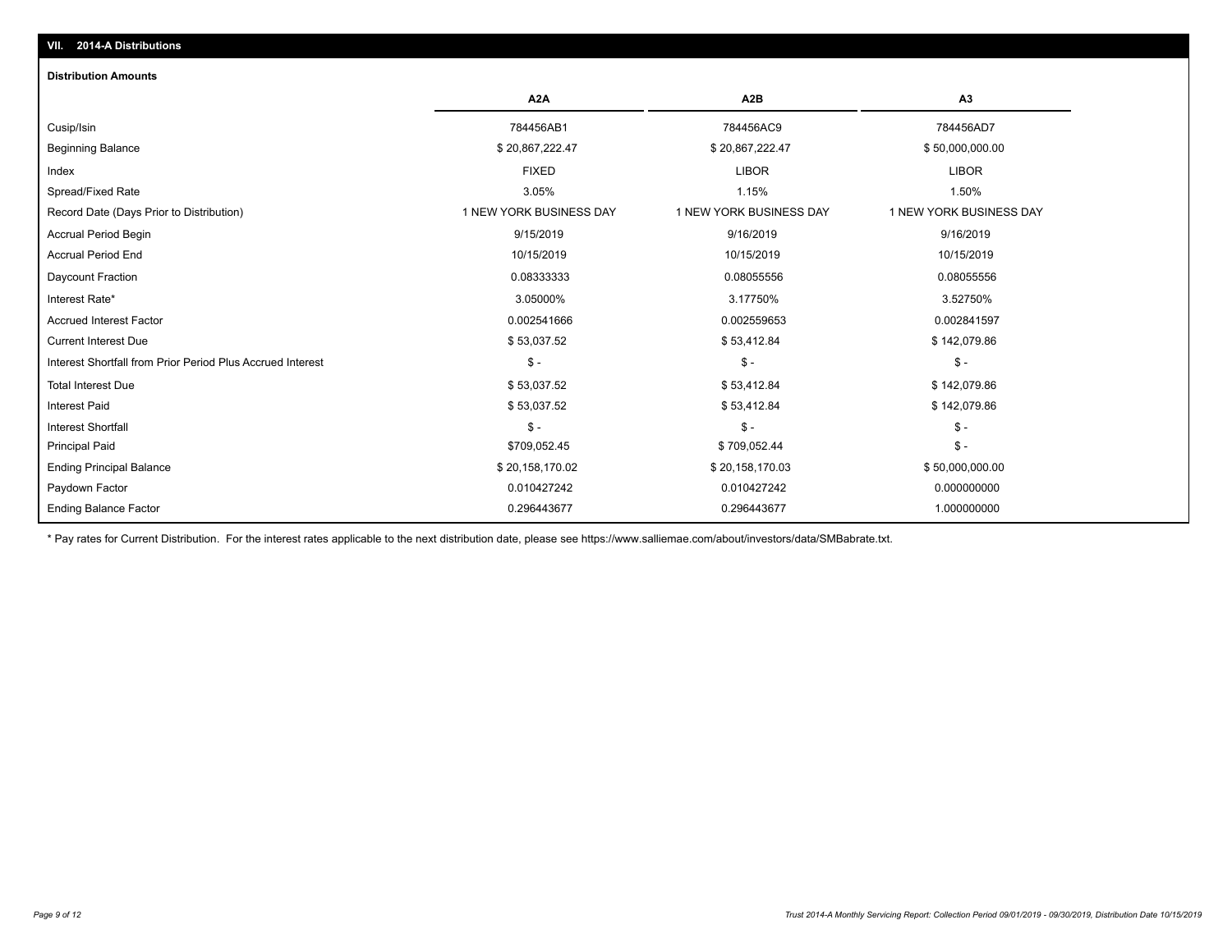## VII. 2014-A Distributions

### Distribution Amounts

| | A2A | A2B | A3 |
|---|---|---|---|
| Cusip/Isin | 784456AB1 | 784456AC9 | 784456AD7 |
| Beginning Balance | $ 20,867,222.47 | $ 20,867,222.47 | $ 50,000,000.00 |
| Index | FIXED | LIBOR | LIBOR |
| Spread/Fixed Rate | 3.05% | 1.15% | 1.50% |
| Record Date (Days Prior to Distribution) | 1 NEW YORK BUSINESS DAY | 1 NEW YORK BUSINESS DAY | 1 NEW YORK BUSINESS DAY |
| Accrual Period Begin | 9/15/2019 | 9/16/2019 | 9/16/2019 |
| Accrual Period End | 10/15/2019 | 10/15/2019 | 10/15/2019 |
| Daycount Fraction | 0.08333333 | 0.08055556 | 0.08055556 |
| Interest Rate* | 3.05000% | 3.17750% | 3.52750% |
| Accrued Interest Factor | 0.002541666 | 0.002559653 | 0.002841597 |
| Current Interest Due | $ 53,037.52 | $ 53,412.84 | $ 142,079.86 |
| Interest Shortfall from Prior Period Plus Accrued Interest | $ - | $ - | $ - |
| Total Interest Due | $ 53,037.52 | $ 53,412.84 | $ 142,079.86 |
| Interest Paid | $ 53,037.52 | $ 53,412.84 | $ 142,079.86 |
| Interest Shortfall | $ - | $ - | $ - |
| Principal Paid | $709,052.45 | $ 709,052.44 | $ - |
| Ending Principal Balance | $ 20,158,170.02 | $ 20,158,170.03 | $ 50,000,000.00 |
| Paydown Factor | 0.010427242 | 0.010427242 | 0.000000000 |
| Ending Balance Factor | 0.296443677 | 0.296443677 | 1.000000000 |

* Pay rates for Current Distribution. For the interest rates applicable to the next distribution date, please see https://www.salliemae.com/about/investors/data/SMBabrate.txt.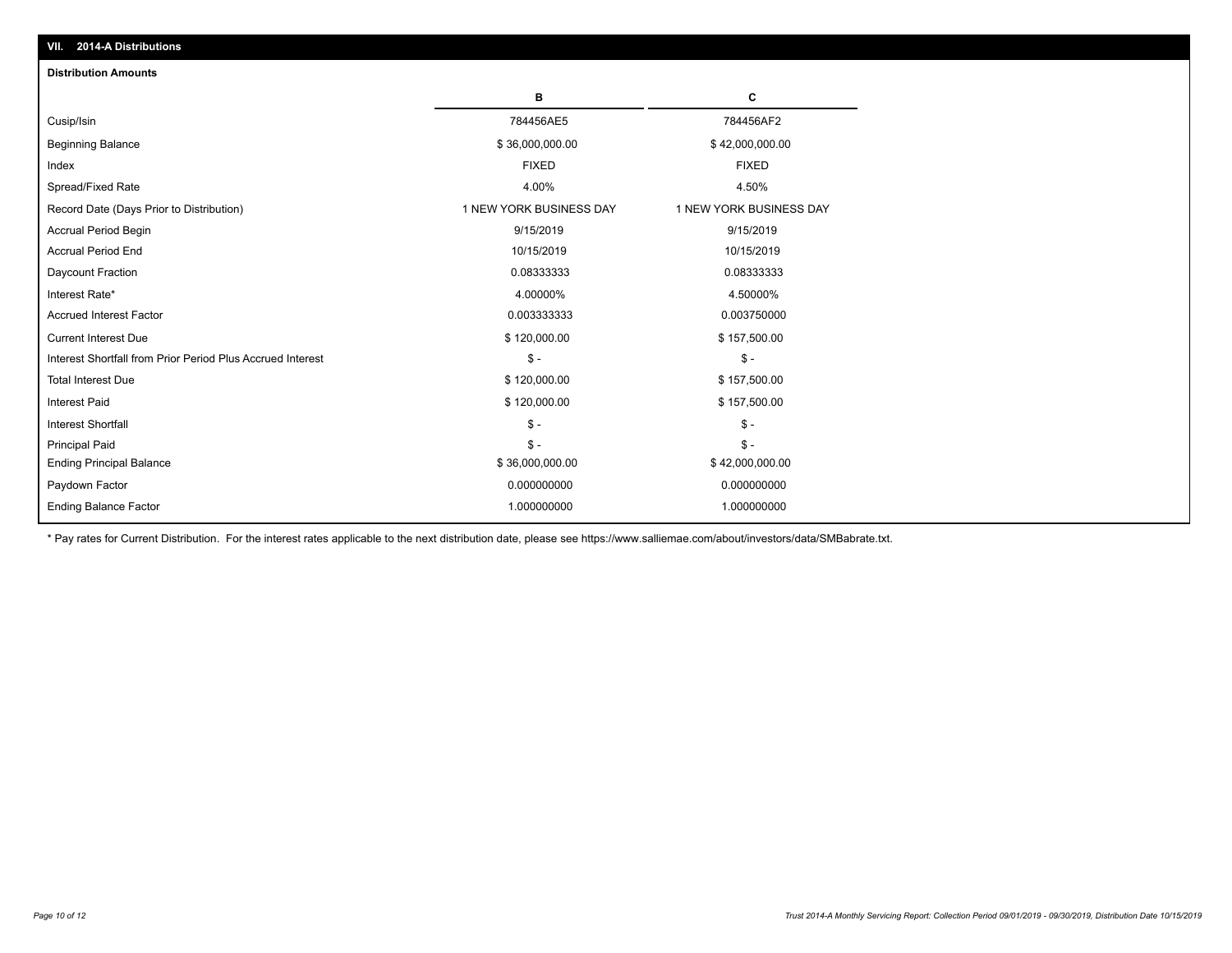## VII. 2014-A Distributions

### Distribution Amounts

| | B | C |
|---|---|---|
| Cusip/Isin | 784456AE5 | 784456AF2 |
| Beginning Balance | $ 36,000,000.00 | $ 42,000,000.00 |
| Index | FIXED | FIXED |
| Spread/Fixed Rate | 4.00% | 4.50% |
| Record Date (Days Prior to Distribution) | 1 NEW YORK BUSINESS DAY | 1 NEW YORK BUSINESS DAY |
| Accrual Period Begin | 9/15/2019 | 9/15/2019 |
| Accrual Period End | 10/15/2019 | 10/15/2019 |
| Daycount Fraction | 0.08333333 | 0.08333333 |
| Interest Rate* | 4.00000% | 4.50000% |
| Accrued Interest Factor | 0.003333333 | 0.003750000 |
| Current Interest Due | $ 120,000.00 | $ 157,500.00 |
| Interest Shortfall from Prior Period Plus Accrued Interest | $ - | $ - |
| Total Interest Due | $ 120,000.00 | $ 157,500.00 |
| Interest Paid | $ 120,000.00 | $ 157,500.00 |
| Interest Shortfall | $ - | $ - |
| Principal Paid | $ - | $ - |
| Ending Principal Balance | $ 36,000,000.00 | $ 42,000,000.00 |
| Paydown Factor | 0.000000000 | 0.000000000 |
| Ending Balance Factor | 1.000000000 | 1.000000000 |

* Pay rates for Current Distribution. For the interest rates applicable to the next distribution date, please see https://www.salliemae.com/about/investors/data/SMBabrate.txt.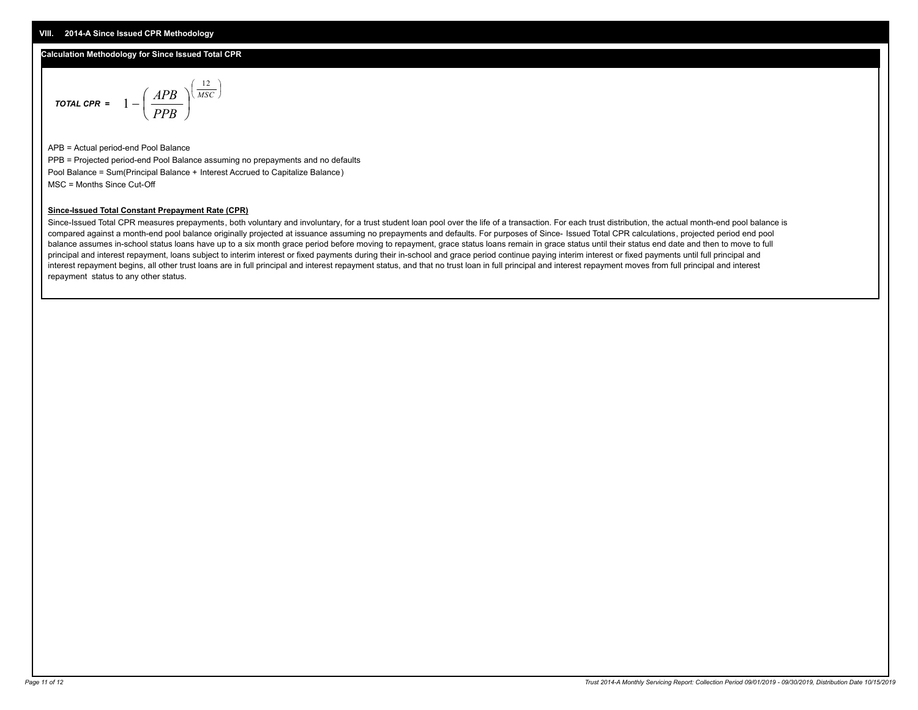## VIII. 2014-A Since Issued CPR Methodology

### Calculation Methodology for Since Issued Total CPR

***TOTAL CPR =*** $$1 - \left( \frac{APB}{PPB} \right)^{\left( \frac{12}{MSC} \right)}$$

APB = Actual period-end Pool Balance

PPB = Projected period-end Pool Balance assuming no prepayments and no defaults

Pool Balance = Sum(Principal Balance + Interest Accrued to Capitalize Balance)

MSC = Months Since Cut-Off

**Since-Issued Total Constant Prepayment Rate (CPR)**

Since-Issued Total CPR measures prepayments, both voluntary and involuntary, for a trust student loan pool over the life of a transaction. For each trust distribution, the actual month-end pool balance is compared against a month-end pool balance originally projected at issuance assuming no prepayments and defaults. For purposes of Since- Issued Total CPR calculations, projected period end pool balance assumes in-school status loans have up to a six month grace period before moving to repayment, grace status loans remain in grace status until their status end date and then to move to full principal and interest repayment, loans subject to interim interest or fixed payments during their in-school and grace period continue paying interim interest or fixed payments until full principal and interest repayment begins, all other trust loans are in full principal and interest repayment status, and that no trust loan in full principal and interest repayment moves from full principal and interest repayment status to any other status.